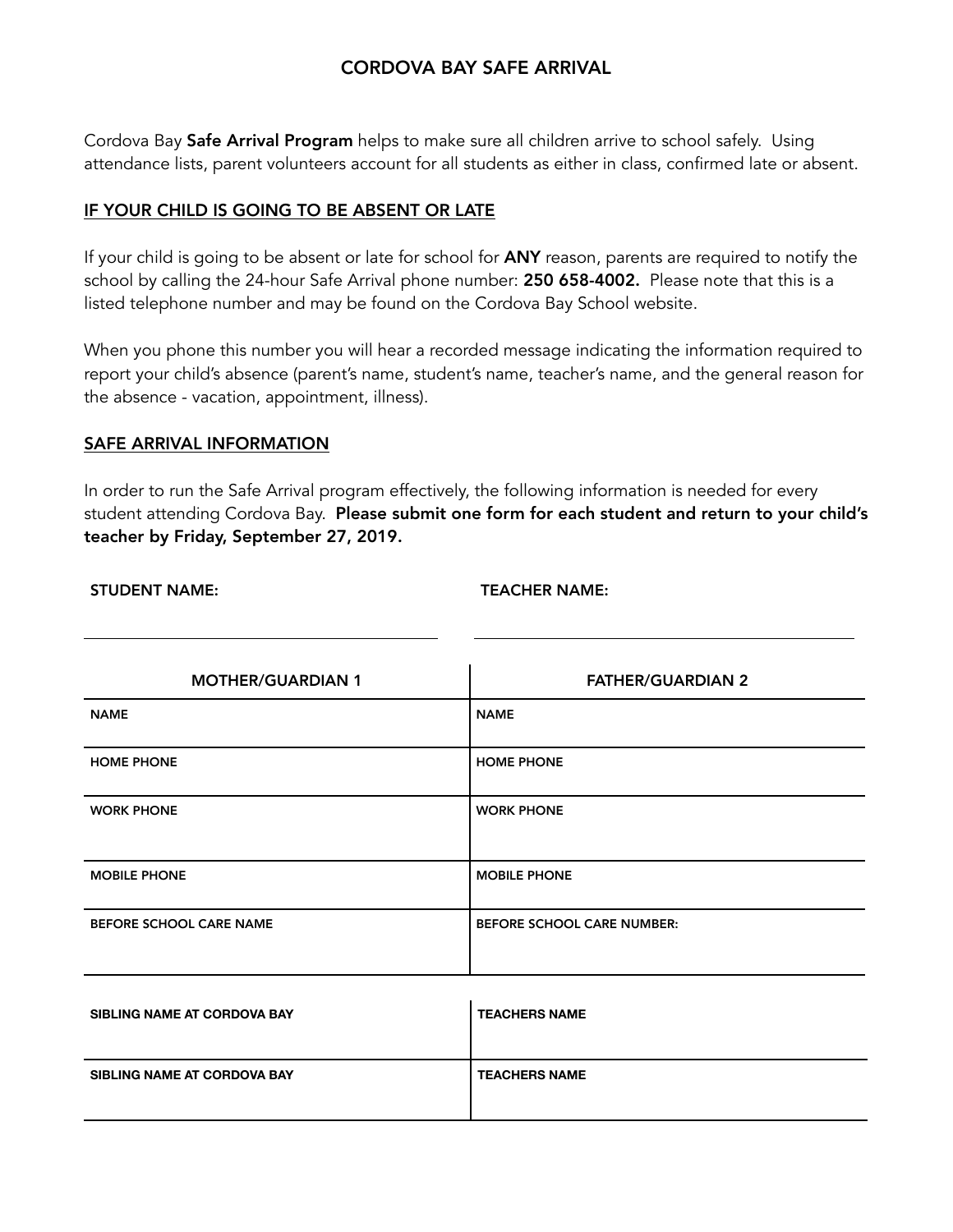# CORDOVA BAY SAFE ARRIVAL

Cordova Bay **Safe Arrival Program** helps to make sure all children arrive to school safely. Using attendance lists, parent volunteers account for all students as either in class, confirmed late or absent.

## IF YOUR CHILD IS GOING TO BE ABSENT OR LATE

If your child is going to be absent or late for school for **ANY** reason, parents are required to notify the school by calling the 24-hour Safe Arrival phone number: **250 658-4002.** Please note that this is a listed telephone number and may be found on the Cordova Bay School website.

When you phone this number you will hear a recorded message indicating the information required to report your child's absence (parent's name, student's name, teacher's name, and the general reason for the absence - vacation, appointment, illness).

## SAFE ARRIVAL INFORMATION

In order to run the Safe Arrival program effectively, the following information is needed for every student attending Cordova Bay. **Please submit one form for each student and return to your child's teacher by Friday, September 27, 2019.**

**STUDENT NAME:** ______________________________ **TEACHER NAME:** ______________________________

| MOTHER/GUARDIAN 1 | FATHER/GUARDIAN 2 |
|---|---|
| NAME | NAME |
| HOME PHONE | HOME PHONE |
| WORK PHONE | WORK PHONE |
| MOBILE PHONE | MOBILE PHONE |
| BEFORE SCHOOL CARE NAME | BEFORE SCHOOL CARE NUMBER: |

| SIBLING NAME AT CORDOVA BAY | TEACHERS NAME |
|---|---|
| SIBLING NAME AT CORDOVA BAY | TEACHERS NAME |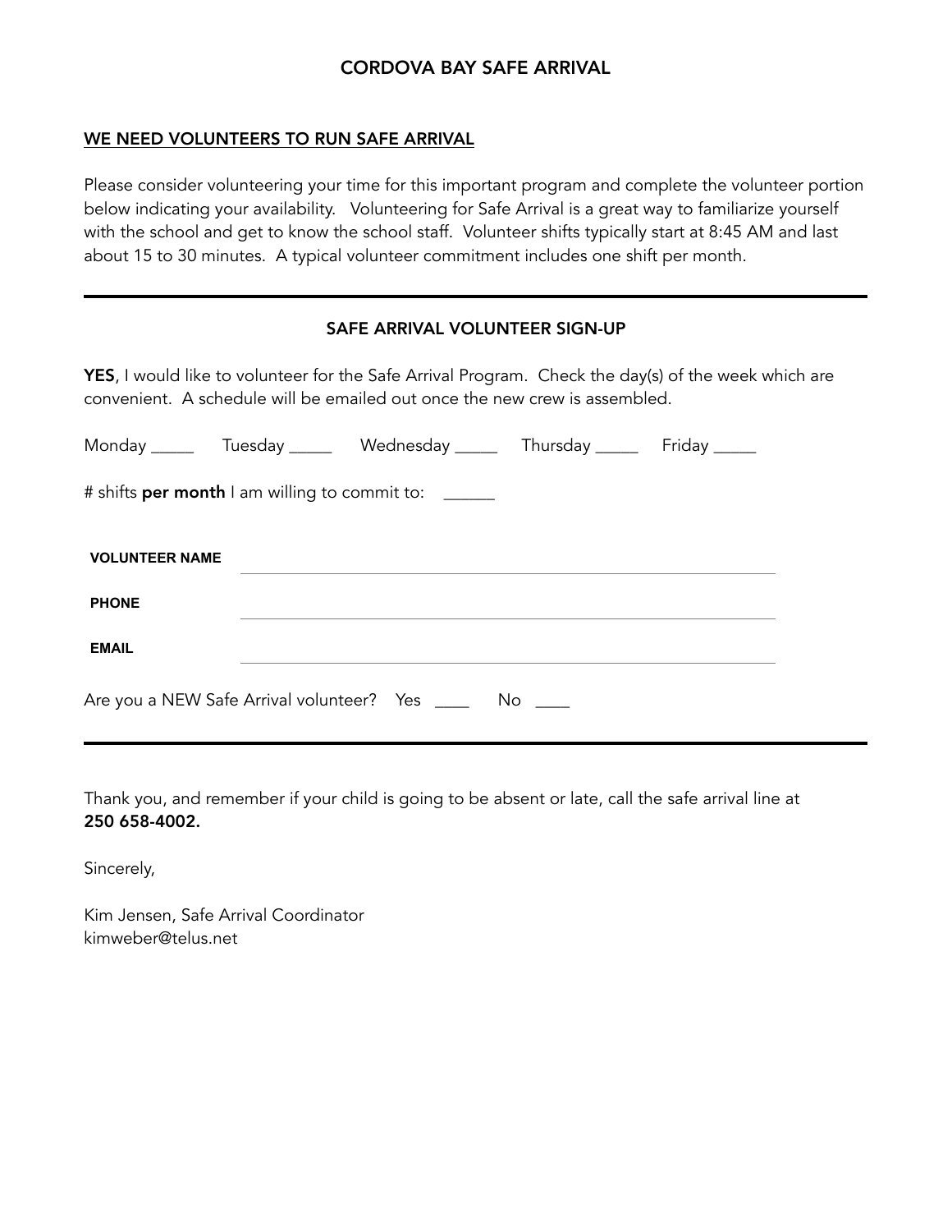# CORDOVA BAY SAFE ARRIVAL

## WE NEED VOLUNTEERS TO RUN SAFE ARRIVAL

Please consider volunteering your time for this important program and complete the volunteer portion below indicating your availability. Volunteering for Safe Arrival is a great way to familiarize yourself with the school and get to know the school staff. Volunteer shifts typically start at 8:45 AM and last about 15 to 30 minutes. A typical volunteer commitment includes one shift per month.

---

### SAFE ARRIVAL VOLUNTEER SIGN-UP

**YES**, I would like to volunteer for the Safe Arrival Program. Check the day(s) of the week which are convenient. A schedule will be emailed out once the new crew is assembled.

Monday _____ Tuesday _____ Wednesday _____ Thursday _____ Friday _____

# shifts **per month** I am willing to commit to: ______

**VOLUNTEER NAME** ____________________________________________

**PHONE** ____________________________________________

**EMAIL** ____________________________________________

Are you a NEW Safe Arrival volunteer? Yes ____ No ____

---

Thank you, and remember if your child is going to be absent or late, call the safe arrival line at **250 658-4002.**

Sincerely,

Kim Jensen, Safe Arrival Coordinator
kimweber@telus.net